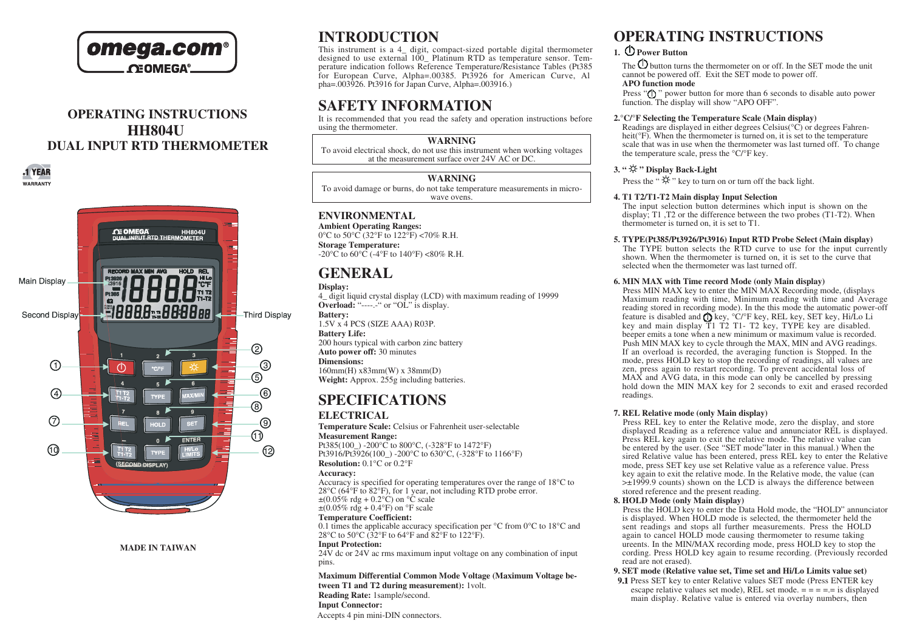# OPERATING INSTRUCTIONS
# HH804U
# DUAL INPUT RTD THERMOMETER

1 YEAR WARRANTY

Main Display

Second Display

Third Display

MADE IN TAIWAN

# INTRODUCTION

This instrument is a 4_ digit, compact-sized portable digital thermometer designed to use external 100_ Platinum RTD as temperature sensor. Temperature indication follows Reference Temperature/Resistance Tables (Pt385 for European Curve, Alpha=.00385. Pt3926 for American Curve, Alpha=.003926. Pt3916 for Japan Curve, Alpha=.003916.)

# SAFETY INFORMATION

It is recommended that you read the safety and operation instructions before using the thermometer.

**WARNING**
To avoid electrical shock, do not use this instrument when working voltages at the measurement surface over 24V AC or DC.

**WARNING**
To avoid damage or burns, do not take temperature measurements in microwave ovens.

## ENVIRONMENTAL

**Ambient Operating Ranges:**
0°C to 50°C (32°F to 122°F) <70% R.H.
**Storage Temperature:**
-20°C to 60°C (-4°F to 140°F) <80% R.H.

# GENERAL

**Display:**
4_ digit liquid crystal display (LCD) with maximum reading of 19999
**Overload:** "----.-" or "OL" is display.
**Battery:**
1.5V x 4 PCS (SIZE AAA) R03P.
**Battery Life:**
200 hours typical with carbon zinc battery
**Auto power off:** 30 minutes
**Dimensions:**
160mm(H) x83mm(W) x 38mm(D)
**Weight:** Approx. 255g including batteries.

# SPECIFICATIONS

## ELECTRICAL

**Temperature Scale:** Celsius or Fahrenheit user-selectable
**Measurement Range:**
Pt385(100_) -200°C to 800°C, (-328°F to 1472°F)
Pt3916/Pt3926(100_) -200°C to 630°C, (-328°F to 1166°F)
**Resolution:** 0.1°C or 0.2°F
**Accuracy:**
Accuracy is specified for operating temperatures over the range of 18°C to 28°C (64°F to 82°F), for 1 year, not including RTD probe error.
±(0.05% rdg + 0.2°C) on °C scale
±(0.05% rdg + 0.4°F) on °F scale
**Temperature Coefficient:**
0.1 times the applicable accuracy specification per °C from 0°C to 18°C and 28°C to 50°C (32°F to 64°F and 82°F to 122°F).
**Input Protection:**
24V dc or 24V ac rms maximum input voltage on any combination of input pins.

**Maximum Differential Common Mode Voltage (Maximum Voltage between T1 and T2 during measurement):** 1volt.
**Reading Rate:** 1sample/second.
**Input Connector:**
Accepts 4 pin mini-DIN connectors.

# OPERATING INSTRUCTIONS

**1. ⏻ Power Button**

The ⏻ button turns the thermometer on or off. In the SET mode the unit cannot be powered off. Exit the SET mode to power off.

**APO function mode**

Press "⏻" power button for more than 6 seconds to disable auto power function. The display will show "APO OFF".

**2.°C/°F Selecting the Temperature Scale (Main display)**

Readings are displayed in either degrees Celsius(°C) or degrees Fahrenheit(°F). When the thermometer is turned on, it is set to the temperature scale that was in use when the thermometer was last turned off. To change the temperature scale, press the °C/°F key.

**3. "☼" Display Back-Light**

Press the "☼" key to turn on or turn off the back light.

**4. T1 T2/T1-T2 Main display Input Selection**

The input selection button determines which input is shown on the display; T1 ,T2 or the difference between the two probes (T1-T2). When thermometer is turned on, it is set to T1.

**5. TYPE(Pt385/Pt3926/Pt3916) Input RTD Probe Select (Main display)**

The TYPE button selects the RTD curve to use for the input currently shown. When the thermometer is turned on, it is set to the curve that selected when the thermometer was last turned off.

**6. MIN MAX with Time record Mode (only Main display)**

Press MIN MAX key to enter the MIN MAX Recording mode, (displays Maximum reading with time, Minimum reading with time and Average reading stored in recording mode). In the this mode the automatic power-off feature is disabled and ⏻ key, °C/°F key, REL key, SET key, Hi/Lo Li key and main display T1 T2 T1- T2 key, TYPE key are disabled. beeper emits a tone when a new minimum or maximum value is recorded. Push MIN MAX key to cycle through the MAX, MIN and AVG readings. If an overload is recorded, the averaging function is Stopped. In the mode, press HOLD key to stop the recording of readings, all values are zen, press again to restart recording. To prevent accidental loss of MAX and AVG data, in this mode can only be cancelled by pressing hold down the MIN MAX key for 2 seconds to exit and erased recorded readings.

**7. REL Relative mode (only Main display)**

Press REL key to enter the Relative mode, zero the display, and store displayed Reading as a reference value and annunciator REL is displayed. Press REL key again to exit the relative mode. The relative value can be entered by the user. (See "SET mode"later in this manual.) When the sired Relative value has been entered, press REL key to enter the Relative mode, press SET key use set Relative value as a reference value. Press key again to exit the relative mode. In the Relative mode, the value (can >±1999.9 counts) shown on the LCD is always the difference between stored reference and the present reading.

**8. HOLD Mode (only Main display)**

Press the HOLD key to enter the Data Hold mode, the "HOLD" annunciator is displayed. When HOLD mode is selected, the thermometer held the sent readings and stops all further measurements. Press the HOLD again to cancel HOLD mode causing thermometer to resume taking ureents. In the MIN/MAX recording mode, press HOLD key to stop the cording. Press HOLD key again to resume recording. (Previously recorded read are not erased).

**9. SET mode (Relative value set, Time set and Hi/Lo Limits value set)**

**9.1** Press SET key to enter Relative values SET mode (Press ENTER key escape relative values set mode), REL set mode. = = = =.= is displayed main display. Relative value is entered via overlay numbers, then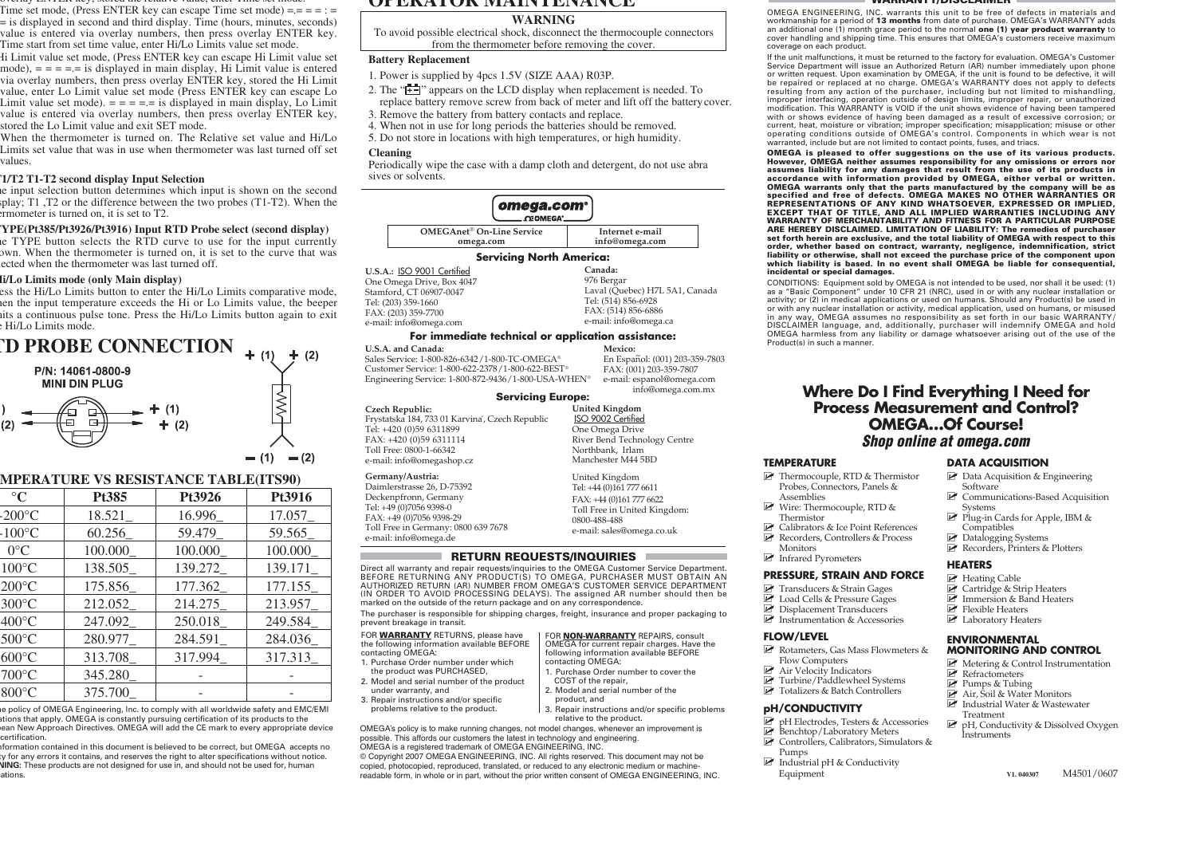overlay ENTER key, stored the relative value, enter Time set mode.

Time set mode, (Press ENTER key can escape Time set mode) =.= = = : = = is displayed in second and third display. Time (hours, minutes, seconds) value is entered via overlay numbers, then press overlay ENTER key. Time start from set time value, enter Hi/Lo Limits value set mode.

Hi Limit value set mode, (Press ENTER key can escape Hi Limit value set mode), = = = =.= is displayed in main display, Hi Limit value is entered via overlay numbers, then press overlay ENTER key, stored the Hi Limit value, enter Lo Limit value set mode (Press ENTER key can escape Lo Limit value set mode). = = = =.= is displayed in main display, Lo Limit value is entered via overlay numbers, then press overlay ENTER key, stored the Lo Limit value and exit SET mode.

When the thermometer is turned on. The Relative set value and Hi/Lo Limits set value that was in use when thermometer was last turned off set values.

**T1/T2 T1-T2 second display Input Selection**

he input selection button determines which input is shown on the second splay; T1 ,T2 or the difference between the two probes (T1-T2). When the ermometer is turned on, it is set to T2.

**TYPE(Pt385/Pt3926/Pt3916) Input RTD Probe select (second display)**

he TYPE button selects the RTD curve to use for the input currently own. When the thermometer is turned on, it is set to the curve that was lected when the thermometer was last turned off.

**Hi/Lo Limits mode (only Main display)**

ess the Hi/Lo Limits button to enter the Hi/Lo Limits comparative mode, hen the input temperature exceeds the Hi or Lo Limits value, the beeper mits a continuous pulse tone. Press the Hi/Lo Limits button again to exit e Hi/Lo Limits mode.

# TD PROBE CONNECTION

P/N: 14061-0800-9
MINI DIN PLUG

+ (1) + (2)
+ (1)
+ (2)
− (1) − (2)

## MPERATURE VS RESISTANCE TABLE(ITS90)

| °C | Pt385 | Pt3926 | Pt3916 |
|---|---|---|---|
| -200°C | 18.521_ | 16.996_ | 17.057_ |
| -100°C | 60.256_ | 59.479_ | 59.565_ |
| 0°C | 100.000_ | 100.000_ | 100.000_ |
| 100°C | 138.505_ | 139.272_ | 139.171_ |
| 200°C | 175.856_ | 177.362_ | 177.155_ |
| 300°C | 212.052_ | 214.275_ | 213.957_ |
| 400°C | 247.092_ | 250.018_ | 249.584_ |
| 500°C | 280.977_ | 284.591_ | 284.036_ |
| 600°C | 313.708_ | 317.994_ | 317.313_ |
| 700°C | 345.280_ | - | - |
| 800°C | 375.700_ | - | - |

he policy of OMEGA Engineering, Inc. to comply with all worldwide safety and EMC/EMI ations that apply. OMEGA is constantly pursuing certification of its products to the pean New Approach Directives. OMEGA will add the CE mark to every appropriate device certification.

formation contained in this document is believed to be correct, but OMEGA accepts no ty for any errors it contains, and reserves the right to alter specifications without notice. NING: These products are not designed for use in, and should not be used for, human ations.

# OPERATOR MAINTENANCE

**WARNING**
To avoid possible electrical shock, disconnect the thermocouple connectors from the thermometer before removing the cover.

**Battery Replacement**

1. Power is supplied by 4pcs 1.5V (SIZE AAA) R03P.
2. The "[battery symbol]" appears on the LCD display when replacement is needed. To replace battery remove screw from back of meter and lift off the battery cover.
3. Remove the battery from battery contacts and replace.
4. When not in use for long periods the batteries should be removed.
5. Do not store in locations with high temperatures, or high humidity.

**Cleaning**

Periodically wipe the case with a damp cloth and detergent, do not use abra sives or solvents.

omega.com® ©OMEGA®

| OMEGAnet® On-Line Service omega.com | Internet e-mail info@omega.com |
|---|---|

## Servicing North America:

**U.S.A.:** ISO 9001 Certified
One Omega Drive, Box 4047
Stamford, CT 06907-0047
Tel: (203) 359-1660
FAX: (203) 359-7700
e-mail: info@omega.com

**Canada:**
976 Bergar
Laval (Quebec) H7L 5A1, Canada
Tel: (514) 856-6928
FAX: (514) 856-6886
e-mail: info@omega.ca

## For immediate technical or application assistance:

**U.S.A. and Canada:**
Sales Service: 1-800-826-6342 / 1-800-TC-OMEGA®
Customer Service: 1-800-622-2378 / 1-800-622-BEST®
Engineering Service: 1-800-872-9436 / 1-800-USA-WHEN®

**Mexico:**
En Español: (001) 203-359-7803
FAX: (001) 203-359-7807
e-mail: espanol@omega.com
info@omega.com.mx

## Servicing Europe:

**Czech Republic:**
Frystatska 184, 733 01 Karviná, Czech Republic
Tel: +420 (0)59 6311899
FAX: +420 (0)59 6311114
Toll Free: 0800-1-66342
e-mail: info@omegashop.cz

**Germany/Austria:**
Daimlerstrasse 26, D-75392
Deckenpfronn, Germany
Tel: +49 (0)7056 9398-0
FAX: +49 (0)7056 9398-29
Toll Free in Germany: 0800 639 7678
e-mail: info@omega.de

**United Kingdom**
ISO 9002 Certified
One Omega Drive
River Bend Technology Centre
Northbank, Irlam
Manchester M44 5BD

United Kingdom
Tel: +44 (0)161 777 6611
FAX: +44 (0)161 777 6622
Toll Free in United Kingdom: 0800-488-488
e-mail: sales@omega.co.uk

## RETURN REQUESTS/INQUIRIES

Direct all warranty and repair requests/inquiries to the OMEGA Customer Service Department. BEFORE RETURNING ANY PRODUCT(S) TO OMEGA, PURCHASER MUST OBTAIN AN AUTHORIZED RETURN (AR) NUMBER FROM OMEGA'S CUSTOMER SERVICE DEPARTMENT (IN ORDER TO AVOID PROCESSING DELAYS). The assigned AR number should then be marked on the outside of the return package and on any correspondence.

The purchaser is responsible for shipping charges, freight, insurance and proper packaging to prevent breakage in transit.

FOR **WARRANTY** RETURNS, please have the following information available BEFORE contacting OMEGA:
1. Purchase Order number under which the product was PURCHASED,
2. Model and serial number of the product under warranty, and
3. Repair instructions and/or specific problems relative to the product.

FOR **NON-WARRANTY** REPAIRS, consult OMEGA for current repair charges. Have the following information available BEFORE contacting OMEGA:
1. Purchase Order number to cover the COST of the repair,
2. Model and serial number of the product, and
3. Repair instructions and/or specific problems relative to the product.

OMEGA's policy is to make running changes, not model changes, whenever an improvement is possible. This affords our customers the latest in technology and engineering.
OMEGA is a registered trademark of OMEGA ENGINEERING, INC.
© Copyright 2007 OMEGA ENGINEERING, INC. All rights reserved. This document may not be copied, photocopied, reproduced, translated, or reduced to any electronic medium or machine-readable form, in whole or in part, without the prior written consent of OMEGA ENGINEERING, INC.

## WARRANTY/DISCLAIMER

OMEGA ENGINEERING, INC. warrants this unit to be free of defects in materials and workmanship for a period of **13 months** from date of purchase. OMEGA's WARRANTY adds an additional one (1) month grace period to the normal **one (1) year product warranty** to cover handling and shipping time. This ensures that OMEGA's customers receive maximum coverage on each product.

If the unit malfunctions, it must be returned to the factory for evaluation. OMEGA's Customer Service Department will issue an Authorized Return (AR) number immediately upon phone or written request. Upon examination by OMEGA, if the unit is found to be defective, it will be repaired or replaced at no charge. OMEGA's WARRANTY does not apply to defects resulting from any action of the purchaser, including but not limited to mishandling, improper interfacing, operation outside of design limits, improper repair, or unauthorized modification. This WARRANTY is VOID if the unit shows evidence of having been tampered with or shows evidence of having been damaged as a result of excessive corrosion; or current, heat, moisture or vibration; improper specification; misapplication; misuse or other operating conditions outside of OMEGA's control. Components in which wear is not warranted, include but are not limited to contact points, fuses, and triacs.

**OMEGA is pleased to offer suggestions on the use of its various products. However, OMEGA neither assumes responsibility for any omissions or errors nor assumes liability for any damages that result from the use of its products in accordance with information provided by OMEGA, either verbal or written. OMEGA warrants only that the parts manufactured by the company will be as specified and free of defects. OMEGA MAKES NO OTHER WARRANTIES OR REPRESENTATIONS OF ANY KIND WHATSOEVER, EXPRESSED OR IMPLIED, EXCEPT THAT OF TITLE, AND ALL IMPLIED WARRANTIES INCLUDING ANY WARRANTY OF MERCHANTABILITY AND FITNESS FOR A PARTICULAR PURPOSE ARE HEREBY DISCLAIMED. LIMITATION OF LIABILITY: The remedies of purchaser set forth herein are exclusive, and the total liability of OMEGA with respect to this order, whether based on contract, warranty, negligence, indemnification, strict liability or otherwise, shall not exceed the purchase price of the component upon which liability is based. In no event shall OMEGA be liable for consequential, incidental or special damages.**

CONDITIONS: Equipment sold by OMEGA is not intended to be used, nor shall it be used: (1) as a "Basic Component" under 10 CFR 21 (NRC), used in or with any nuclear installation or activity; or (2) in medical applications or used on humans. Should any Product(s) be used in or with any nuclear installation or activity, medical application, used on humans, or misused in any way, OMEGA assumes no responsibility as set forth in our basic WARRANTY/DISCLAIMER language, and, additionally, purchaser will indemnify OMEGA and hold OMEGA harmless from any liability or damage whatsoever arising out of the use of the Product(s) in such a manner.

# Where Do I Find Everything I Need for Process Measurement and Control? OMEGA…Of Course!

***Shop online at omega.com***

### TEMPERATURE
- Thermocouple, RTD & Thermistor Probes, Connectors, Panels & Assemblies
- Wire: Thermocouple, RTD & Thermistor
- Calibrators & Ice Point References
- Recorders, Controllers & Process Monitors
- Infrared Pyrometers

### PRESSURE, STRAIN AND FORCE
- Transducers & Strain Gages
- Load Cells & Pressure Gages
- Displacement Transducers
- Instrumentation & Accessories

### FLOW/LEVEL
- Rotameters, Gas Mass Flowmeters & Flow Computers
- Air Velocity Indicators
- Turbine/Paddlewheel Systems
- Totalizers & Batch Controllers

### pH/CONDUCTIVITY
- pH Electrodes, Testers & Accessories
- Benchtop/Laboratory Meters
- Controllers, Calibrators, Simulators & Pumps
- Industrial pH & Conductivity Equipment

### DATA ACQUISITION
- Data Acquisition & Engineering Software
- Communications-Based Acquisition Systems
- Plug-in Cards for Apple, IBM & Compatibles
- Datalogging Systems
- Recorders, Printers & Plotters

### HEATERS
- Heating Cable
- Cartridge & Strip Heaters
- Immersion & Band Heaters
- Flexible Heaters
- Laboratory Heaters

### ENVIRONMENTAL MONITORING AND CONTROL
- Metering & Control Instrumentation
- Refractometers
- Pumps & Tubing
- Air, Soil & Water Monitors
- Industrial Water & Wastewater Treatment
- pH, Conductivity & Dissolved Oxygen Instruments

V1. 040307 M4501/0607